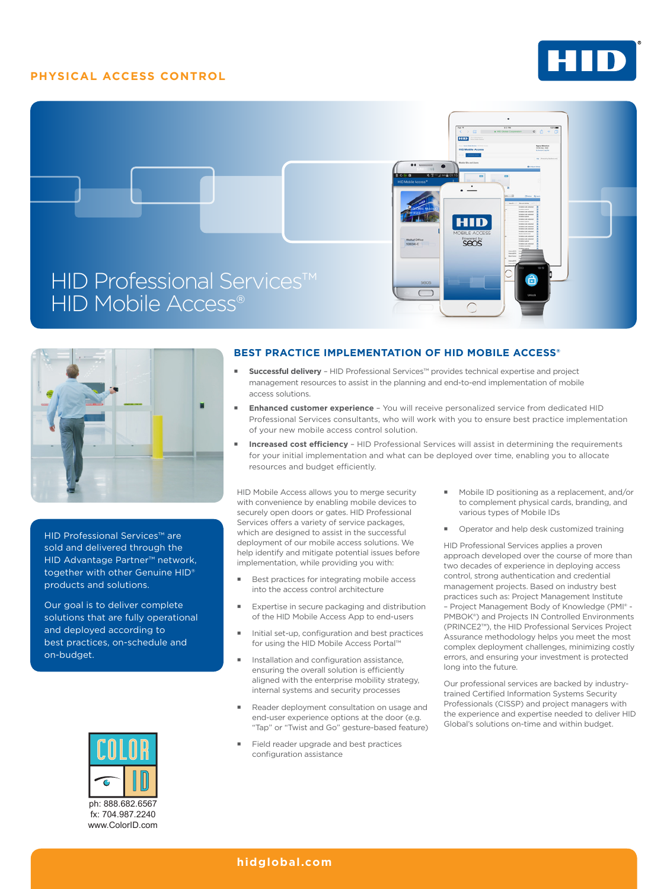PHYSICAL ACCESS CONTROL

# HID Professional Services™ HID Mobile Access®

## BEST PRACTICE IMPLEMENTATION OF HID MOBILE ACCESS®

- **Successful delivery** – HID Professional Services™ provides technical expertise and project management resources to assist in the planning and end-to-end implementation of mobile access solutions.
- **Enhanced customer experience** – You will receive personalized service from dedicated HID Professional Services consultants, who will work with you to ensure best practice implementation of your new mobile access control solution.
- **Increased cost efficiency** – HID Professional Services will assist in determining the requirements for your initial implementation and what can be deployed over time, enabling you to allocate resources and budget efficiently.

HID Professional Services™ are sold and delivered through the HID Advantage Partner™ network, together with other Genuine HID® products and solutions.

Our goal is to deliver complete solutions that are fully operational and deployed according to best practices, on-schedule and on-budget.

HID Mobile Access allows you to merge security with convenience by enabling mobile devices to securely open doors or gates. HID Professional Services offers a variety of service packages, which are designed to assist in the successful deployment of our mobile access solutions. We help identify and mitigate potential issues before implementation, while providing you with:

- Best practices for integrating mobile access into the access control architecture
- Expertise in secure packaging and distribution of the HID Mobile Access App to end-users
- Initial set-up, configuration and best practices for using the HID Mobile Access Portal™
- Installation and configuration assistance, ensuring the overall solution is efficiently aligned with the enterprise mobility strategy, internal systems and security processes
- Reader deployment consultation on usage and end-user experience options at the door (e.g. "Tap" or "Twist and Go" gesture-based feature)
- Field reader upgrade and best practices configuration assistance
- Mobile ID positioning as a replacement, and/or to complement physical cards, branding, and various types of Mobile IDs
- Operator and help desk customized training

HID Professional Services applies a proven approach developed over the course of more than two decades of experience in deploying access control, strong authentication and credential management projects. Based on industry best practices such as: Project Management Institute – Project Management Body of Knowledge (PMI® - PMBOK®) and Projects IN Controlled Environments (PRINCE2™), the HID Professional Services Project Assurance methodology helps you meet the most complex deployment challenges, minimizing costly errors, and ensuring your investment is protected long into the future.

Our professional services are backed by industry-trained Certified Information Systems Security Professionals (CISSP) and project managers with the experience and expertise needed to deliver HID Global's solutions on-time and within budget.

COLOR ID
ph: 888.682.6567
fx: 704.987.2240
www.ColorID.com

hidglobal.com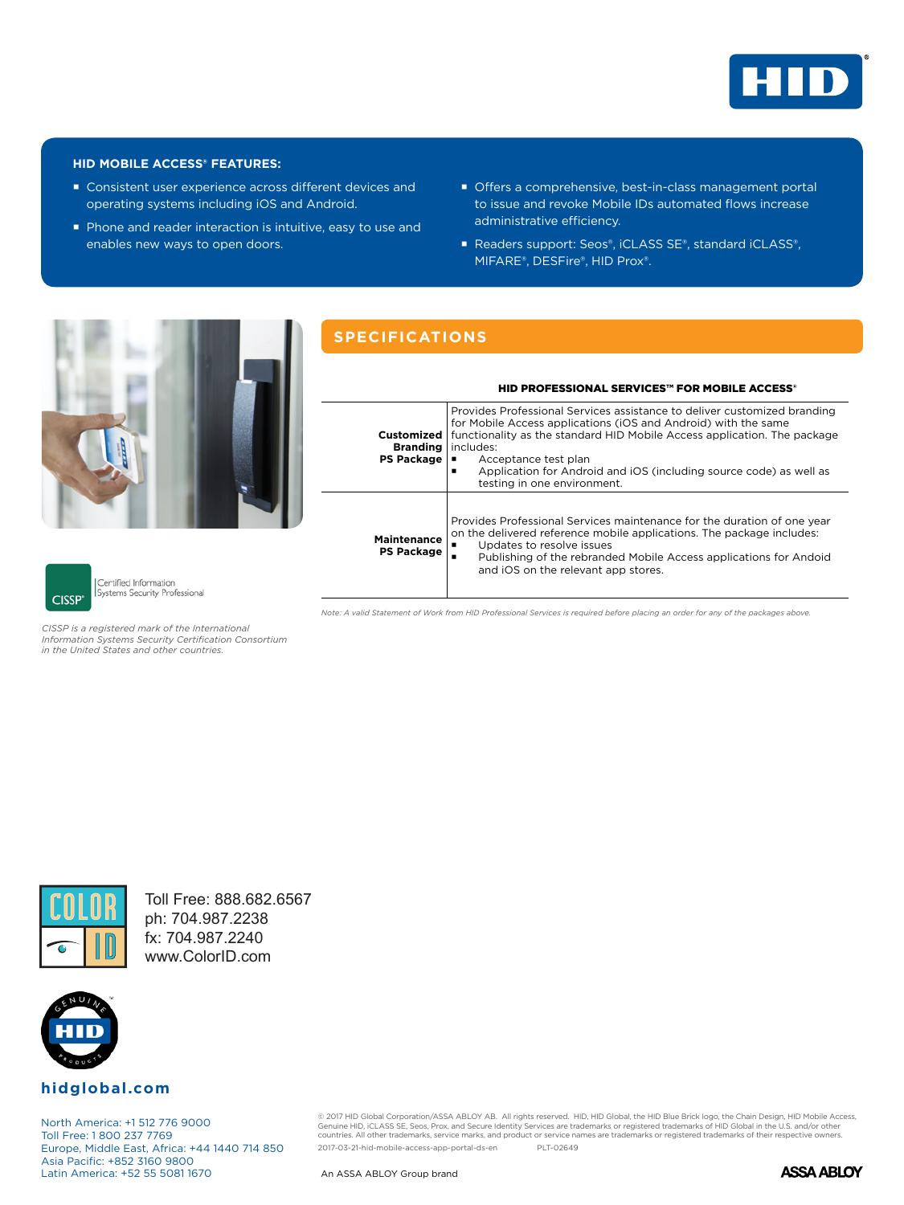## HID MOBILE ACCESS® FEATURES:

- Consistent user experience across different devices and operating systems including iOS and Android.
- Phone and reader interaction is intuitive, easy to use and enables new ways to open doors.
- Offers a comprehensive, best-in-class management portal to issue and revoke Mobile IDs automated flows increase administrative efficiency.
- Readers support: Seos®, iCLASS SE®, standard iCLASS®, MIFARE®, DESFire®, HID Prox®.

Certified Information Systems Security Professional

*CISSP is a registered mark of the International Information Systems Security Certification Consortium in the United States and other countries.*

## SPECIFICATIONS

| | HID PROFESSIONAL SERVICES™ FOR MOBILE ACCESS® |
|---|---|
| **Customized Branding PS Package** | Provides Professional Services assistance to deliver customized branding for Mobile Access applications (iOS and Android) with the same functionality as the standard HID Mobile Access application. The package includes:<br>▪ Acceptance test plan<br>▪ Application for Android and iOS (including source code) as well as testing in one environment. |
| **Maintenance PS Package** | Provides Professional Services maintenance for the duration of one year on the delivered reference mobile applications. The package includes:<br>▪ Updates to resolve issues<br>▪ Publishing of the rebranded Mobile Access applications for Andoid and iOS on the relevant app stores. |

*Note: A valid Statement of Work from HID Professional Services is required before placing an order for any of the packages above.*

Toll Free: 888.682.6567
ph: 704.987.2238
fx: 704.987.2240
www.ColorID.com

**hidglobal.com**

North America: +1 512 776 9000
Toll Free: 1 800 237 7769
Europe, Middle East, Africa: +44 1440 714 850
Asia Pacific: +852 3160 9800
Latin America: +52 55 5081 1670

© 2017 HID Global Corporation/ASSA ABLOY AB. All rights reserved. HID, HID Global, the HID Blue Brick logo, the Chain Design, HID Mobile Access, Genuine HID, iCLASS SE, Seos, Prox, and Secure Identity Services are trademarks or registered trademarks of HID Global in the U.S. and/or other countries. All other trademarks, service marks, and product or service names are trademarks or registered trademarks of their respective owners.

2017-03-21-hid-mobile-access-app-portal-ds-en PLT-02649

An ASSA ABLOY Group brand

ASSA ABLOY